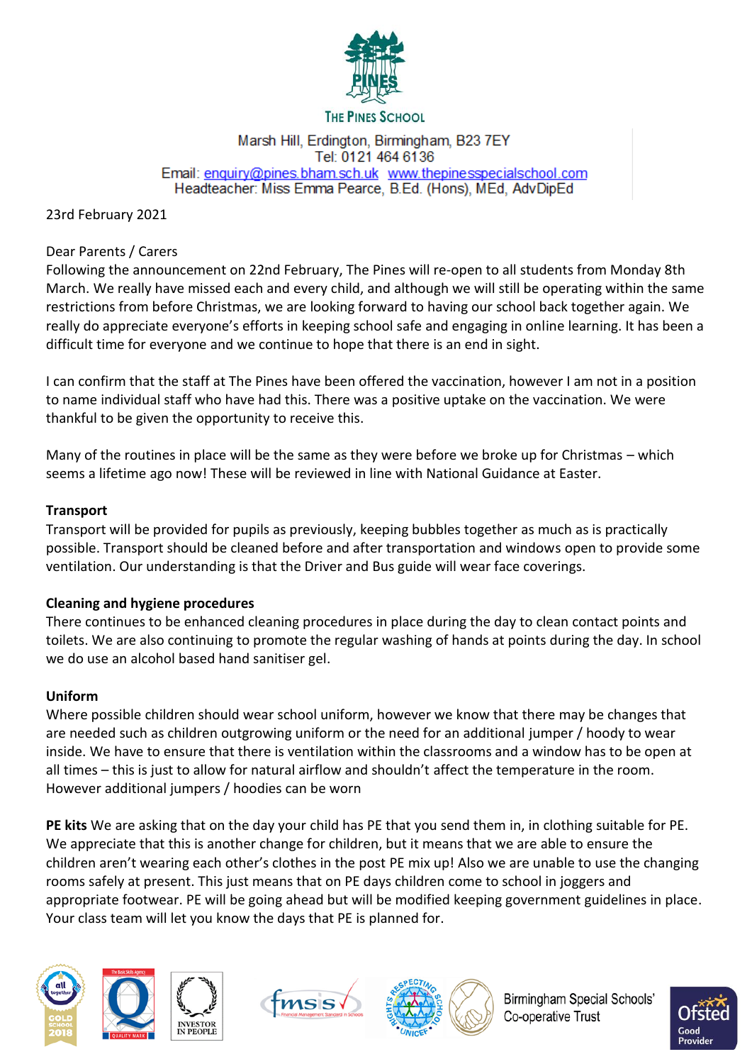THE PINES SCHOOL

Marsh Hill, Erdington, Birmingham, B23 7EY
Tel: 0121 464 6136
Email: enquiry@pines.bham.sch.uk www.thepinesspecialschool.com
Headteacher: Miss Emma Pearce, B.Ed. (Hons), MEd, AdvDipEd

23rd February 2021

Dear Parents / Carers
Following the announcement on 22nd February, The Pines will re-open to all students from Monday 8th March. We really have missed each and every child, and although we will still be operating within the same restrictions from before Christmas, we are looking forward to having our school back together again. We really do appreciate everyone's efforts in keeping school safe and engaging in online learning. It has been a difficult time for everyone and we continue to hope that there is an end in sight.

I can confirm that the staff at The Pines have been offered the vaccination, however I am not in a position to name individual staff who have had this. There was a positive uptake on the vaccination. We were thankful to be given the opportunity to receive this.

Many of the routines in place will be the same as they were before we broke up for Christmas – which seems a lifetime ago now! These will be reviewed in line with National Guidance at Easter.

**Transport**
Transport will be provided for pupils as previously, keeping bubbles together as much as is practically possible. Transport should be cleaned before and after transportation and windows open to provide some ventilation. Our understanding is that the Driver and Bus guide will wear face coverings.

**Cleaning and hygiene procedures**
There continues to be enhanced cleaning procedures in place during the day to clean contact points and toilets. We are also continuing to promote the regular washing of hands at points during the day. In school we do use an alcohol based hand sanitiser gel.

**Uniform**
Where possible children should wear school uniform, however we know that there may be changes that are needed such as children outgrowing uniform or the need for an additional jumper / hoody to wear inside. We have to ensure that there is ventilation within the classrooms and a window has to be open at all times – this is just to allow for natural airflow and shouldn't affect the temperature in the room. However additional jumpers / hoodies can be worn

**PE kits** We are asking that on the day your child has PE that you send them in, in clothing suitable for PE. We appreciate that this is another change for children, but it means that we are able to ensure the children aren't wearing each other's clothes in the post PE mix up! Also we are unable to use the changing rooms safely at present. This just means that on PE days children come to school in joggers and appropriate footwear. PE will be going ahead but will be modified keeping government guidelines in place. Your class team will let you know the days that PE is planned for.

Birmingham Special Schools' Co-operative Trust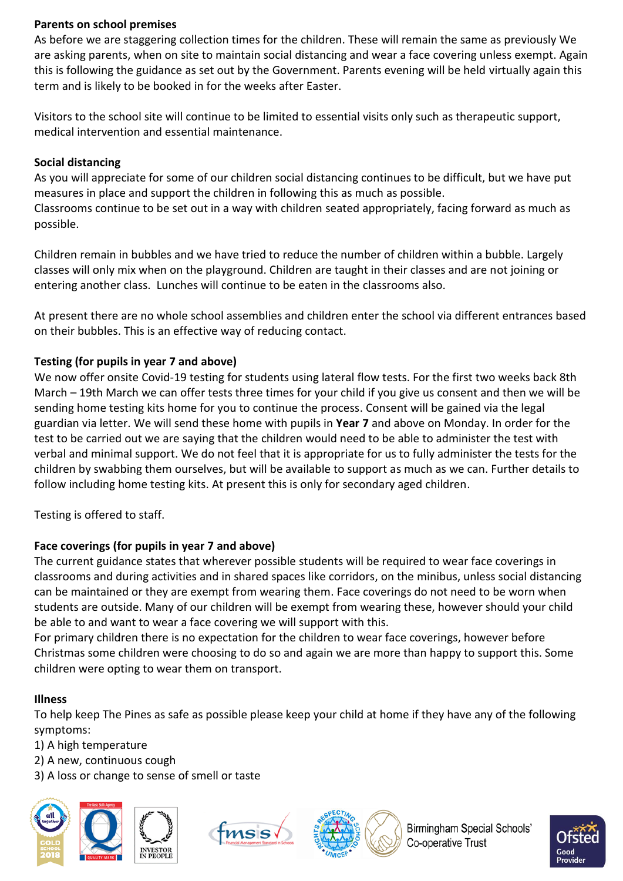**Parents on school premises**

As before we are staggering collection times for the children. These will remain the same as previously We are asking parents, when on site to maintain social distancing and wear a face covering unless exempt. Again this is following the guidance as set out by the Government. Parents evening will be held virtually again this term and is likely to be booked in for the weeks after Easter.

Visitors to the school site will continue to be limited to essential visits only such as therapeutic support, medical intervention and essential maintenance.

**Social distancing**

As you will appreciate for some of our children social distancing continues to be difficult, but we have put measures in place and support the children in following this as much as possible.
Classrooms continue to be set out in a way with children seated appropriately, facing forward as much as possible.

Children remain in bubbles and we have tried to reduce the number of children within a bubble. Largely classes will only mix when on the playground. Children are taught in their classes and are not joining or entering another class. Lunches will continue to be eaten in the classrooms also.

At present there are no whole school assemblies and children enter the school via different entrances based on their bubbles. This is an effective way of reducing contact.

**Testing (for pupils in year 7 and above)**

We now offer onsite Covid-19 testing for students using lateral flow tests. For the first two weeks back 8th March – 19th March we can offer tests three times for your child if you give us consent and then we will be sending home testing kits home for you to continue the process. Consent will be gained via the legal guardian via letter. We will send these home with pupils in **Year 7** and above on Monday. In order for the test to be carried out we are saying that the children would need to be able to administer the test with verbal and minimal support. We do not feel that it is appropriate for us to fully administer the tests for the children by swabbing them ourselves, but will be available to support as much as we can. Further details to follow including home testing kits. At present this is only for secondary aged children.

Testing is offered to staff.

**Face coverings (for pupils in year 7 and above)**

The current guidance states that wherever possible students will be required to wear face coverings in classrooms and during activities and in shared spaces like corridors, on the minibus, unless social distancing can be maintained or they are exempt from wearing them. Face coverings do not need to be worn when students are outside. Many of our children will be exempt from wearing these, however should your child be able to and want to wear a face covering we will support with this.
For primary children there is no expectation for the children to wear face coverings, however before Christmas some children were choosing to do so and again we are more than happy to support this. Some children were opting to wear them on transport.

**Illness**

To help keep The Pines as safe as possible please keep your child at home if they have any of the following symptoms:

1) A high temperature
2) A new, continuous cough
3) A loss or change to sense of smell or taste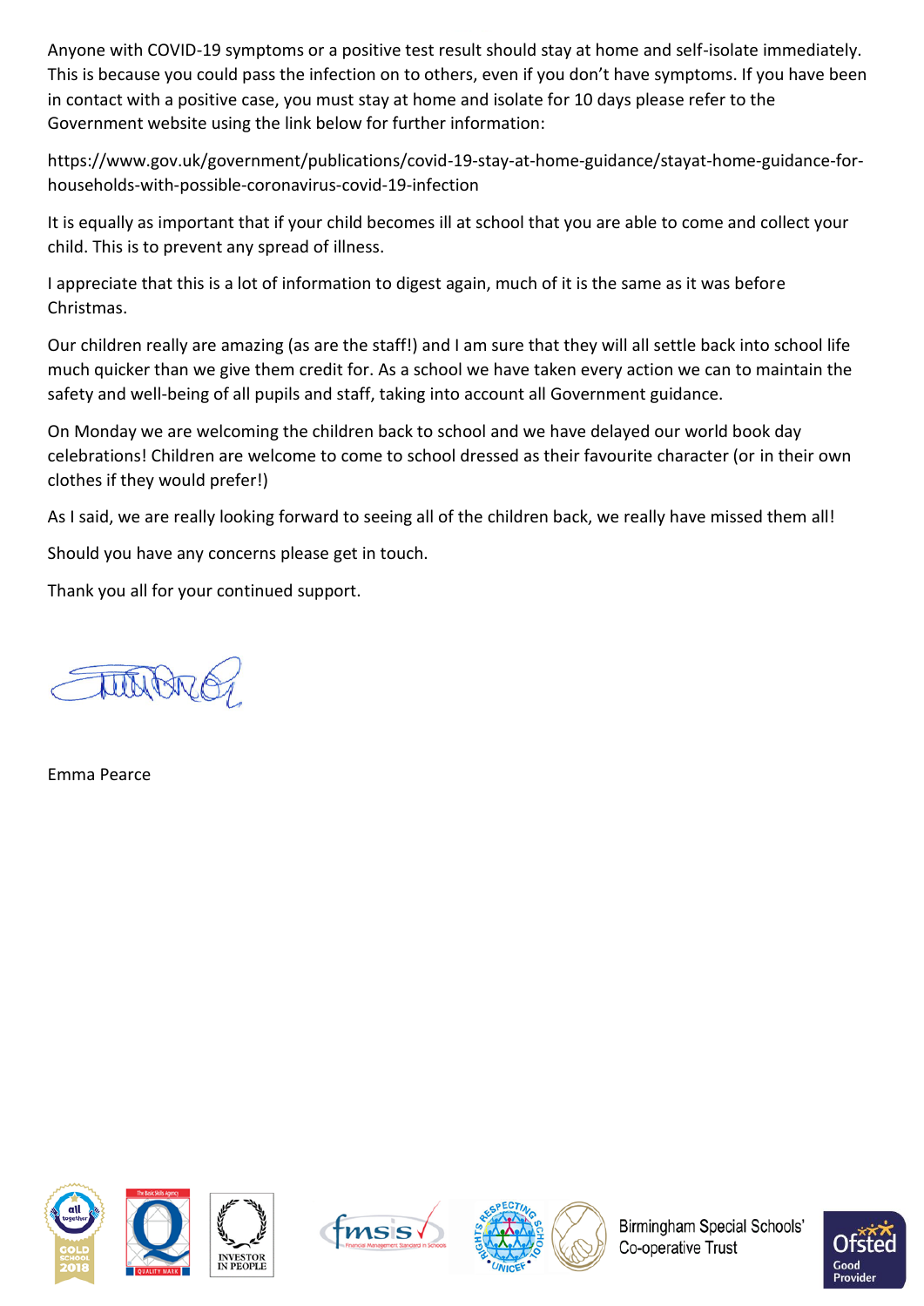Anyone with COVID-19 symptoms or a positive test result should stay at home and self-isolate immediately. This is because you could pass the infection on to others, even if you don't have symptoms. If you have been in contact with a positive case, you must stay at home and isolate for 10 days please refer to the Government website using the link below for further information:

https://www.gov.uk/government/publications/covid-19-stay-at-home-guidance/stayat-home-guidance-for-households-with-possible-coronavirus-covid-19-infection

It is equally as important that if your child becomes ill at school that you are able to come and collect your child. This is to prevent any spread of illness.

I appreciate that this is a lot of information to digest again, much of it is the same as it was before Christmas.

Our children really are amazing (as are the staff!) and I am sure that they will all settle back into school life much quicker than we give them credit for. As a school we have taken every action we can to maintain the safety and well-being of all pupils and staff, taking into account all Government guidance.

On Monday we are welcoming the children back to school and we have delayed our world book day celebrations! Children are welcome to come to school dressed as their favourite character (or in their own clothes if they would prefer!)

As I said, we are really looking forward to seeing all of the children back, we really have missed them all!

Should you have any concerns please get in touch.

Thank you all for your continued support.

Emma Pearce

Birmingham Special Schools' Co-operative Trust